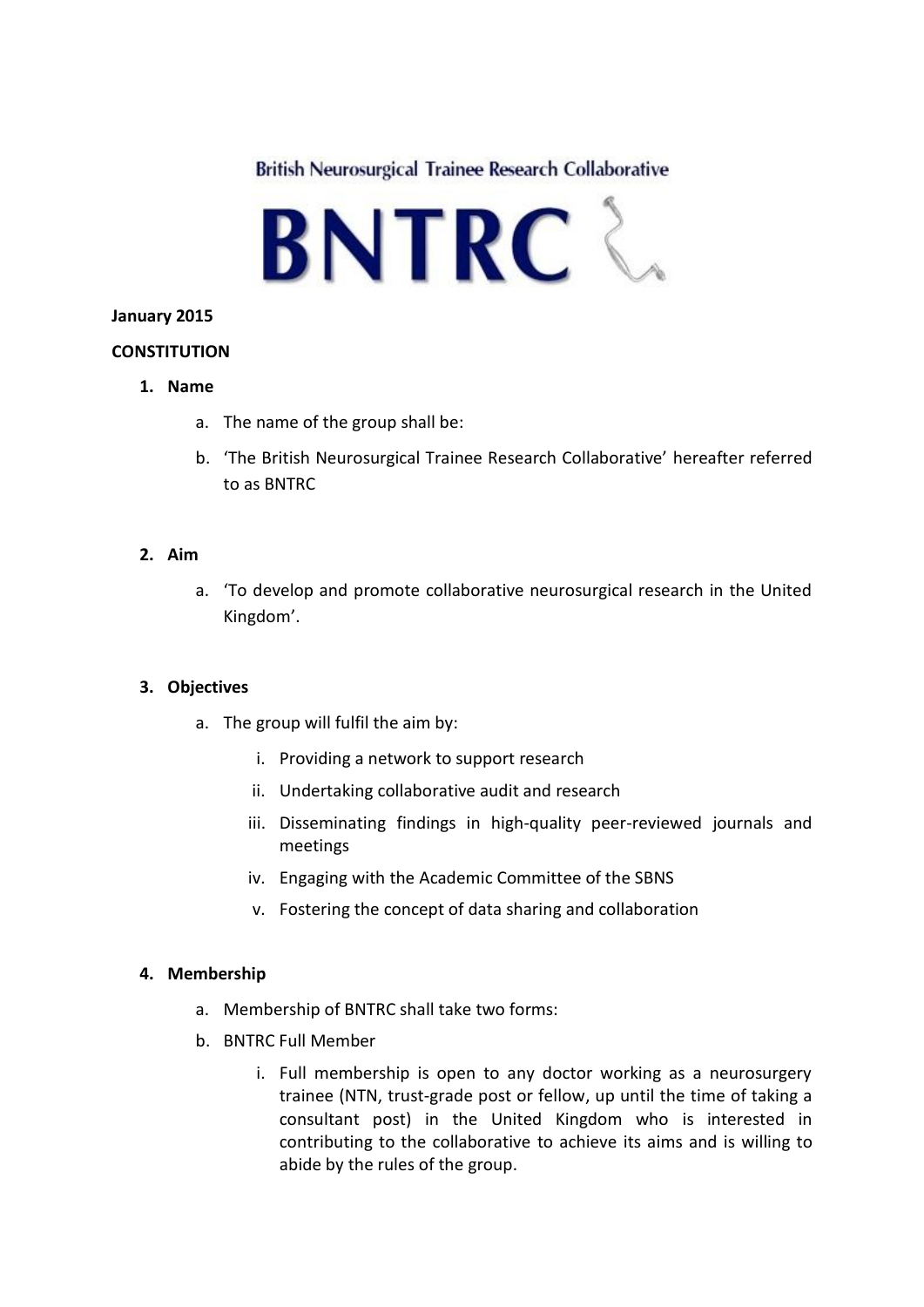British Neurosurgical Trainee Research Collaborative

# BNTRC

**January 2015**

**CONSTITUTION**

1. **Name**
   a. The name of the group shall be:
   b. 'The British Neurosurgical Trainee Research Collaborative' hereafter referred to as BNTRC

2. **Aim**
   a. 'To develop and promote collaborative neurosurgical research in the United Kingdom'.

3. **Objectives**
   a. The group will fulfil the aim by:
      i. Providing a network to support research
      ii. Undertaking collaborative audit and research
      iii. Disseminating findings in high-quality peer-reviewed journals and meetings
      iv. Engaging with the Academic Committee of the SBNS
      v. Fostering the concept of data sharing and collaboration

4. **Membership**
   a. Membership of BNTRC shall take two forms:
   b. BNTRC Full Member
      i. Full membership is open to any doctor working as a neurosurgery trainee (NTN, trust-grade post or fellow, up until the time of taking a consultant post) in the United Kingdom who is interested in contributing to the collaborative to achieve its aims and is willing to abide by the rules of the group.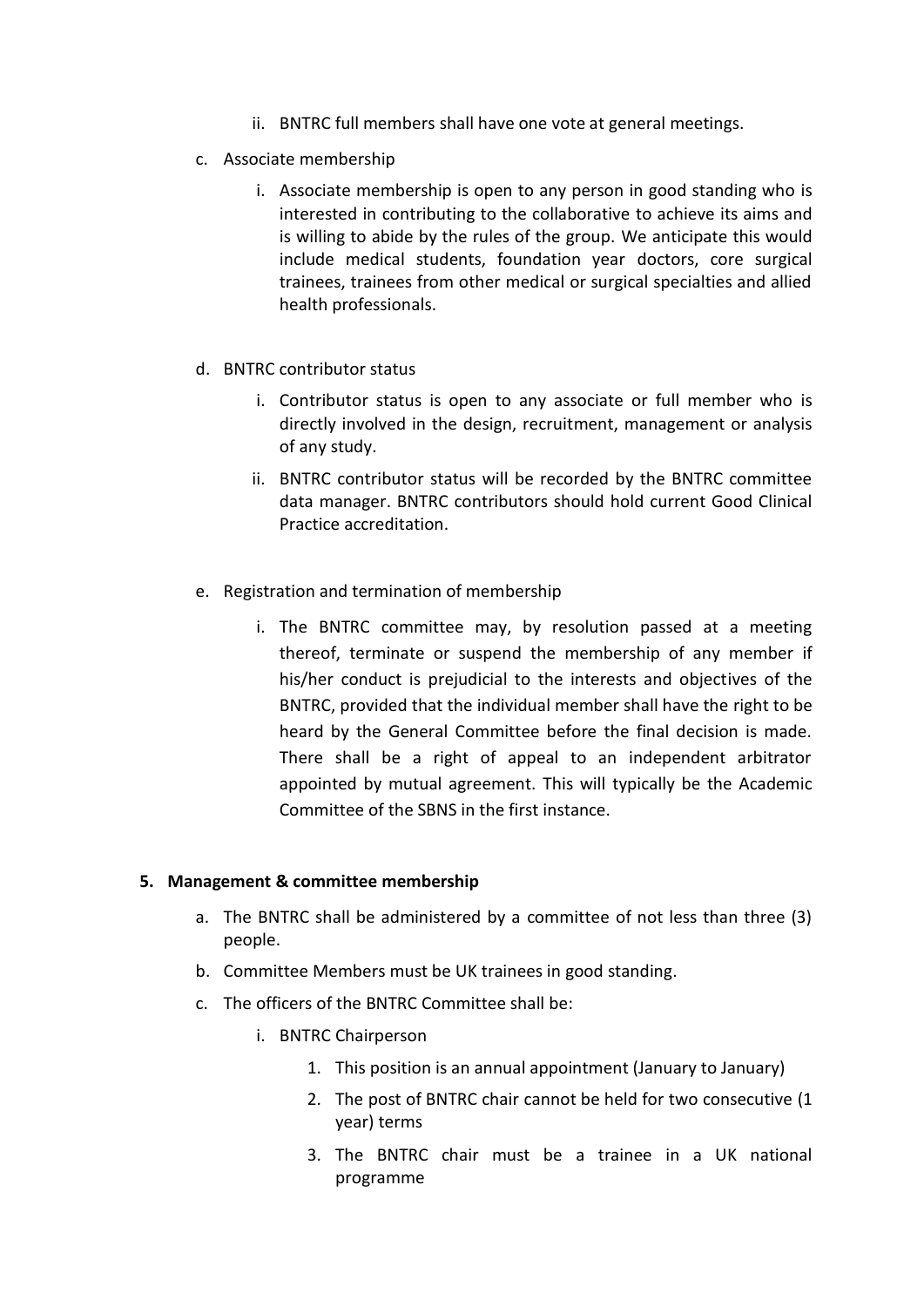ii. BNTRC full members shall have one vote at general meetings.

c. Associate membership

   i. Associate membership is open to any person in good standing who is interested in contributing to the collaborative to achieve its aims and is willing to abide by the rules of the group. We anticipate this would include medical students, foundation year doctors, core surgical trainees, trainees from other medical or surgical specialties and allied health professionals.

d. BNTRC contributor status

   i. Contributor status is open to any associate or full member who is directly involved in the design, recruitment, management or analysis of any study.

   ii. BNTRC contributor status will be recorded by the BNTRC committee data manager. BNTRC contributors should hold current Good Clinical Practice accreditation.

e. Registration and termination of membership

   i. The BNTRC committee may, by resolution passed at a meeting thereof, terminate or suspend the membership of any member if his/her conduct is prejudicial to the interests and objectives of the BNTRC, provided that the individual member shall have the right to be heard by the General Committee before the final decision is made. There shall be a right of appeal to an independent arbitrator appointed by mutual agreement. This will typically be the Academic Committee of the SBNS in the first instance.

**5. Management & committee membership**

a. The BNTRC shall be administered by a committee of not less than three (3) people.

b. Committee Members must be UK trainees in good standing.

c. The officers of the BNTRC Committee shall be:

   i. BNTRC Chairperson

      1. This position is an annual appointment (January to January)

      2. The post of BNTRC chair cannot be held for two consecutive (1 year) terms

      3. The BNTRC chair must be a trainee in a UK national programme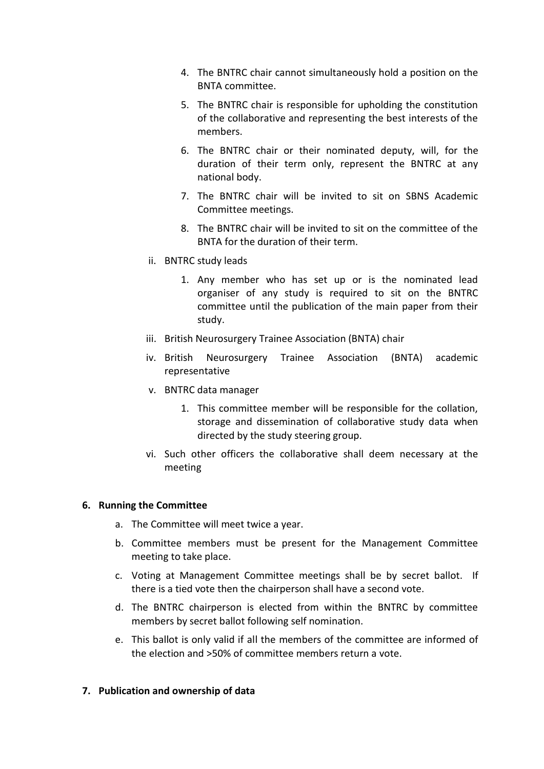4. The BNTRC chair cannot simultaneously hold a position on the BNTA committee.
5. The BNTRC chair is responsible for upholding the constitution of the collaborative and representing the best interests of the members.
6. The BNTRC chair or their nominated deputy, will, for the duration of their term only, represent the BNTRC at any national body.
7. The BNTRC chair will be invited to sit on SBNS Academic Committee meetings.
8. The BNTRC chair will be invited to sit on the committee of the BNTA for the duration of their term.

ii. BNTRC study leads

1. Any member who has set up or is the nominated lead organiser of any study is required to sit on the BNTRC committee until the publication of the main paper from their study.

iii. British Neurosurgery Trainee Association (BNTA) chair

iv. British Neurosurgery Trainee Association (BNTA) academic representative

v. BNTRC data manager

1. This committee member will be responsible for the collation, storage and dissemination of collaborative study data when directed by the study steering group.

vi. Such other officers the collaborative shall deem necessary at the meeting

**6. Running the Committee**

a. The Committee will meet twice a year.

b. Committee members must be present for the Management Committee meeting to take place.

c. Voting at Management Committee meetings shall be by secret ballot. If there is a tied vote then the chairperson shall have a second vote.

d. The BNTRC chairperson is elected from within the BNTRC by committee members by secret ballot following self nomination.

e. This ballot is only valid if all the members of the committee are informed of the election and >50% of committee members return a vote.

**7. Publication and ownership of data**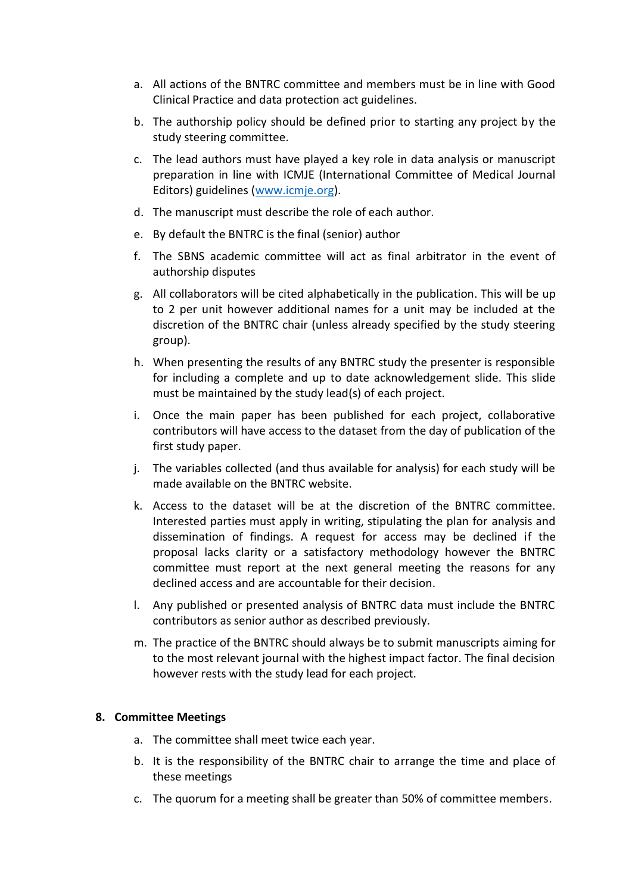a. All actions of the BNTRC committee and members must be in line with Good Clinical Practice and data protection act guidelines.

b. The authorship policy should be defined prior to starting any project by the study steering committee.

c. The lead authors must have played a key role in data analysis or manuscript preparation in line with ICMJE (International Committee of Medical Journal Editors) guidelines ([www.icmje.org](www.icmje.org)).

d. The manuscript must describe the role of each author.

e. By default the BNTRC is the final (senior) author

f. The SBNS academic committee will act as final arbitrator in the event of authorship disputes

g. All collaborators will be cited alphabetically in the publication. This will be up to 2 per unit however additional names for a unit may be included at the discretion of the BNTRC chair (unless already specified by the study steering group).

h. When presenting the results of any BNTRC study the presenter is responsible for including a complete and up to date acknowledgement slide. This slide must be maintained by the study lead(s) of each project.

i. Once the main paper has been published for each project, collaborative contributors will have access to the dataset from the day of publication of the first study paper.

j. The variables collected (and thus available for analysis) for each study will be made available on the BNTRC website.

k. Access to the dataset will be at the discretion of the BNTRC committee. Interested parties must apply in writing, stipulating the plan for analysis and dissemination of findings. A request for access may be declined if the proposal lacks clarity or a satisfactory methodology however the BNTRC committee must report at the next general meeting the reasons for any declined access and are accountable for their decision.

l. Any published or presented analysis of BNTRC data must include the BNTRC contributors as senior author as described previously.

m. The practice of the BNTRC should always be to submit manuscripts aiming for to the most relevant journal with the highest impact factor. The final decision however rests with the study lead for each project.

**8. Committee Meetings**

a. The committee shall meet twice each year.

b. It is the responsibility of the BNTRC chair to arrange the time and place of these meetings

c. The quorum for a meeting shall be greater than 50% of committee members.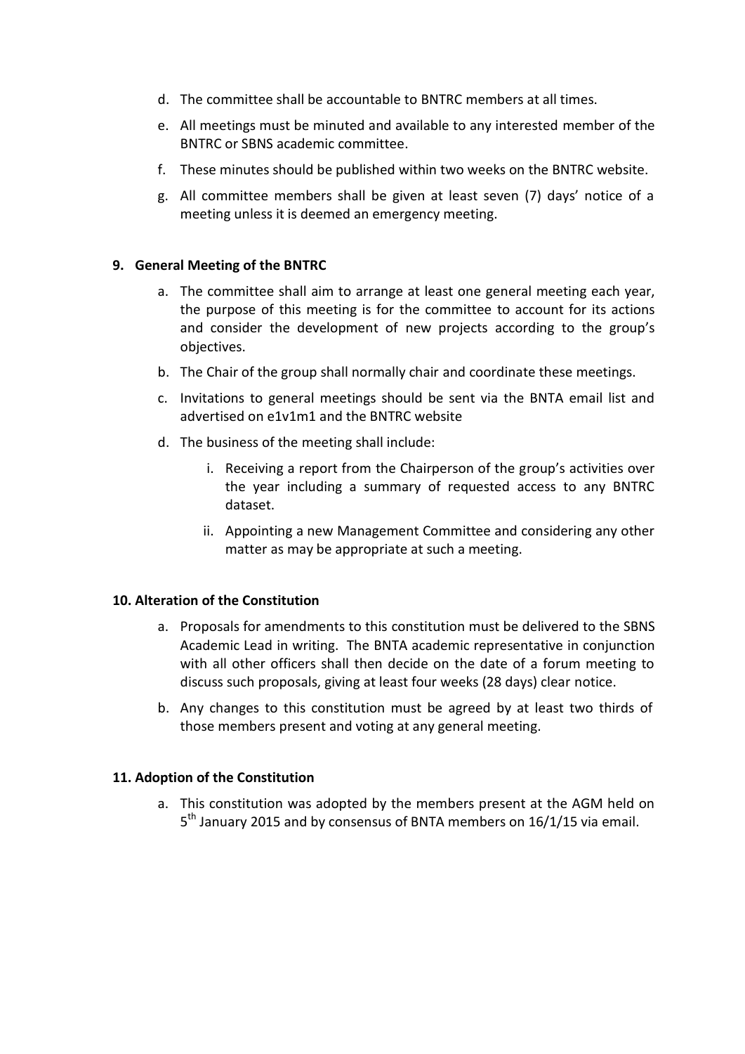d. The committee shall be accountable to BNTRC members at all times.

e. All meetings must be minuted and available to any interested member of the BNTRC or SBNS academic committee.

f. These minutes should be published within two weeks on the BNTRC website.

g. All committee members shall be given at least seven (7) days' notice of a meeting unless it is deemed an emergency meeting.

## 9. General Meeting of the BNTRC

a. The committee shall aim to arrange at least one general meeting each year, the purpose of this meeting is for the committee to account for its actions and consider the development of new projects according to the group's objectives.

b. The Chair of the group shall normally chair and coordinate these meetings.

c. Invitations to general meetings should be sent via the BNTA email list and advertised on e1v1m1 and the BNTRC website

d. The business of the meeting shall include:

   i. Receiving a report from the Chairperson of the group's activities over the year including a summary of requested access to any BNTRC dataset.

   ii. Appointing a new Management Committee and considering any other matter as may be appropriate at such a meeting.

## 10. Alteration of the Constitution

a. Proposals for amendments to this constitution must be delivered to the SBNS Academic Lead in writing. The BNTA academic representative in conjunction with all other officers shall then decide on the date of a forum meeting to discuss such proposals, giving at least four weeks (28 days) clear notice.

b. Any changes to this constitution must be agreed by at least two thirds of those members present and voting at any general meeting.

## 11. Adoption of the Constitution

a. This constitution was adopted by the members present at the AGM held on 5th January 2015 and by consensus of BNTA members on 16/1/15 via email.